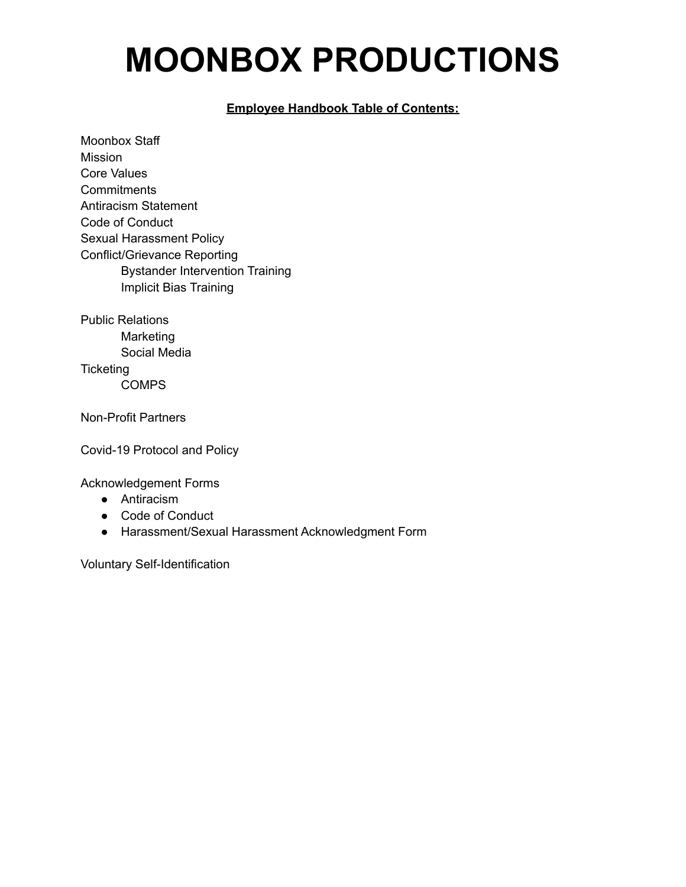# MOONBOX PRODUCTIONS

**Employee Handbook Table of Contents:**

Moonbox Staff
Mission
Core Values
Commitments
Antiracism Statement
Code of Conduct
Sexual Harassment Policy
Conflict/Grievance Reporting
- Bystander Intervention Training
- Implicit Bias Training

Public Relations
- Marketing
- Social Media

Ticketing
- COMPS

Non-Profit Partners

Covid-19 Protocol and Policy

Acknowledgement Forms
- Antiracism
- Code of Conduct
- Harassment/Sexual Harassment Acknowledgment Form

Voluntary Self-Identification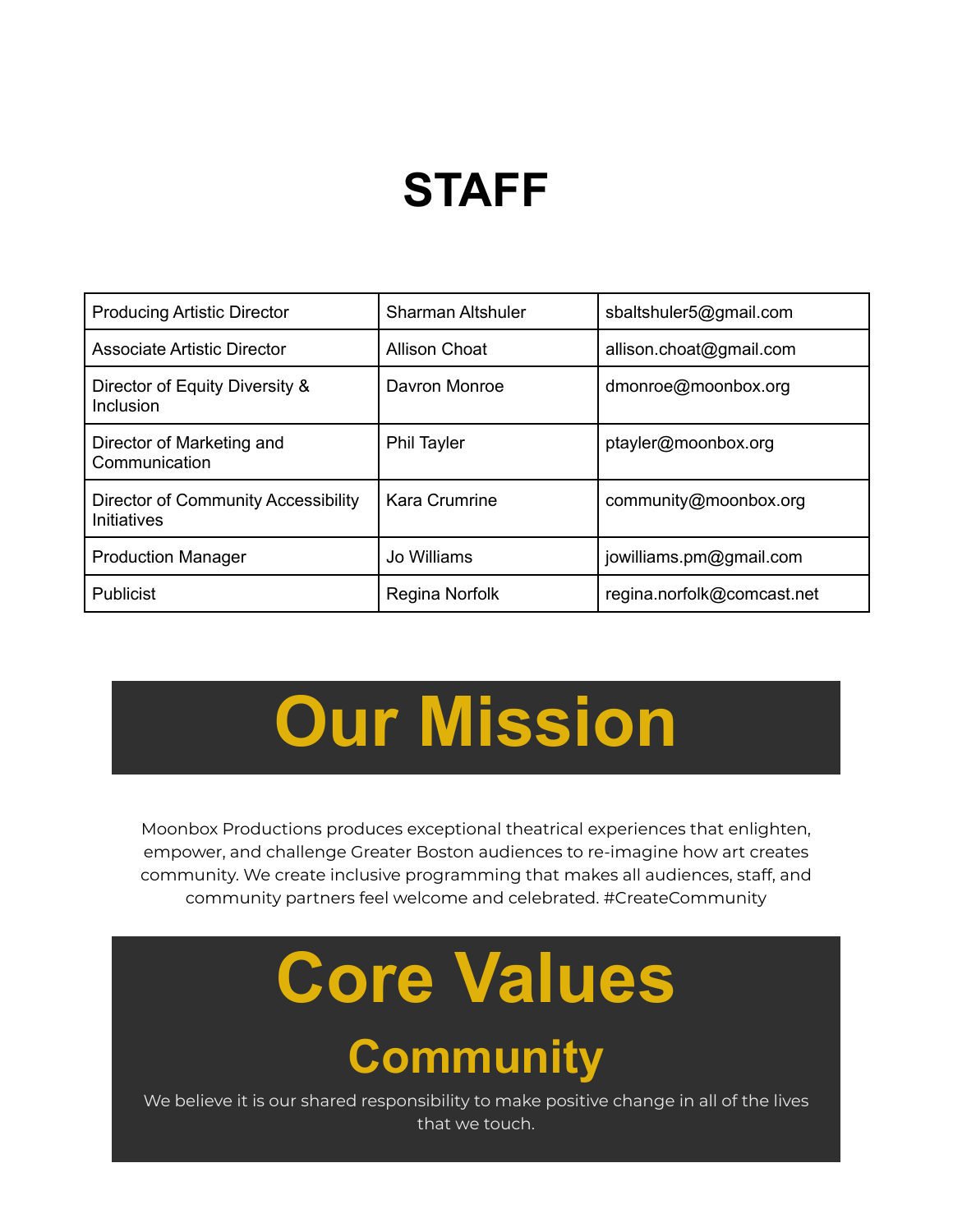# STAFF

| Producing Artistic Director | Sharman Altshuler | sbaltshuler5@gmail.com |
|---|---|---|
| Associate Artistic Director | Allison Choat | allison.choat@gmail.com |
| Director of Equity Diversity & Inclusion | Davron Monroe | dmonroe@moonbox.org |
| Director of Marketing and Communication | Phil Tayler | ptayler@moonbox.org |
| Director of Community Accessibility Initiatives | Kara Crumrine | community@moonbox.org |
| Production Manager | Jo Williams | jowilliams.pm@gmail.com |
| Publicist | Regina Norfolk | regina.norfolk@comcast.net |

# Our Mission

Moonbox Productions produces exceptional theatrical experiences that enlighten, empower, and challenge Greater Boston audiences to re-imagine how art creates community. We create inclusive programming that makes all audiences, staff, and community partners feel welcome and celebrated. #CreateCommunity

# Core Values

## Community

We believe it is our shared responsibility to make positive change in all of the lives that we touch.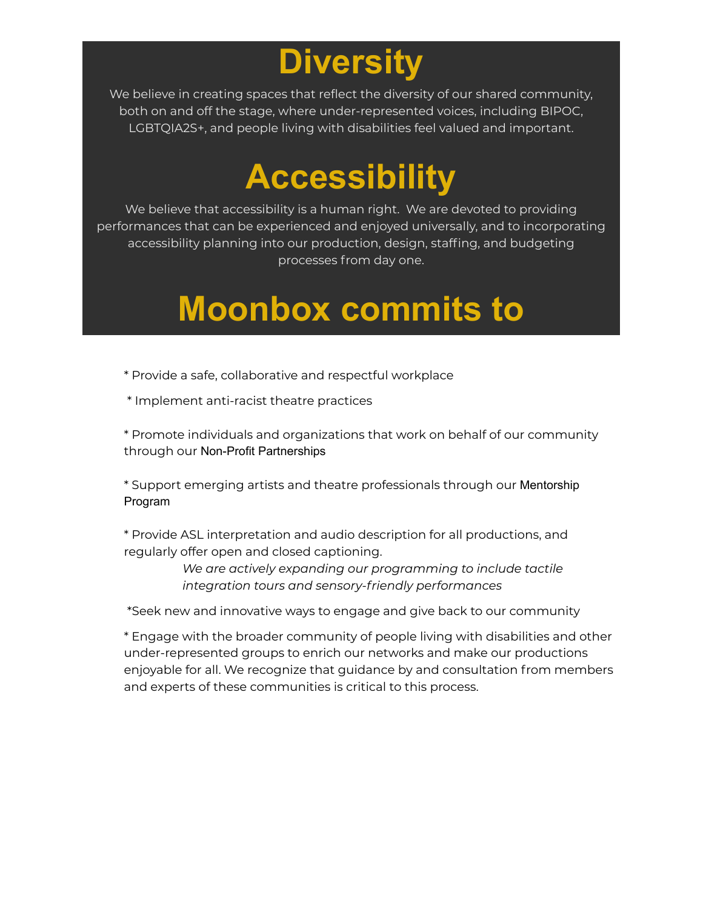# Diversity

We believe in creating spaces that reflect the diversity of our shared community, both on and off the stage, where under-represented voices, including BIPOC, LGBTQIA2S+, and people living with disabilities feel valued and important.

# Accessibility

We believe that accessibility is a human right.  We are devoted to providing performances that can be experienced and enjoyed universally, and to incorporating accessibility planning into our production, design, staffing, and budgeting processes from day one.

# Moonbox commits to

* Provide a safe, collaborative and respectful workplace

* Implement anti-racist theatre practices

* Promote individuals and organizations that work on behalf of our community through our Non-Profit Partnerships

* Support emerging artists and theatre professionals through our Mentorship Program

* Provide ASL interpretation and audio description for all productions, and regularly offer open and closed captioning.

    *We are actively expanding our programming to include tactile integration tours and sensory-friendly performances*

*Seek new and innovative ways to engage and give back to our community

* Engage with the broader community of people living with disabilities and other under-represented groups to enrich our networks and make our productions enjoyable for all. We recognize that guidance by and consultation from members and experts of these communities is critical to this process.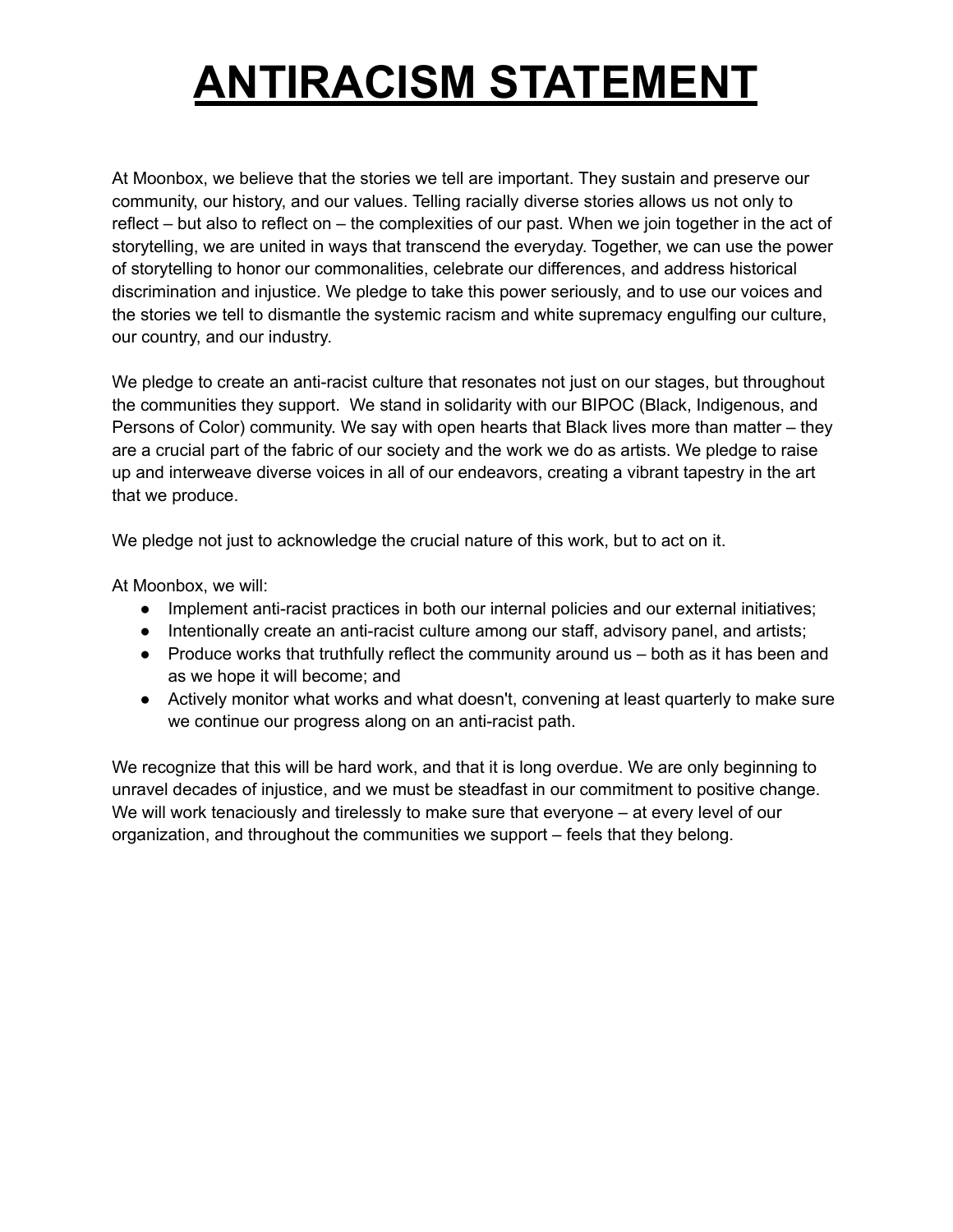# ANTIRACISM STATEMENT

At Moonbox, we believe that the stories we tell are important. They sustain and preserve our community, our history, and our values. Telling racially diverse stories allows us not only to reflect – but also to reflect on – the complexities of our past. When we join together in the act of storytelling, we are united in ways that transcend the everyday. Together, we can use the power of storytelling to honor our commonalities, celebrate our differences, and address historical discrimination and injustice. We pledge to take this power seriously, and to use our voices and the stories we tell to dismantle the systemic racism and white supremacy engulfing our culture, our country, and our industry.

We pledge to create an anti-racist culture that resonates not just on our stages, but throughout the communities they support. We stand in solidarity with our BIPOC (Black, Indigenous, and Persons of Color) community. We say with open hearts that Black lives more than matter – they are a crucial part of the fabric of our society and the work we do as artists. We pledge to raise up and interweave diverse voices in all of our endeavors, creating a vibrant tapestry in the art that we produce.

We pledge not just to acknowledge the crucial nature of this work, but to act on it.

At Moonbox, we will:

- Implement anti-racist practices in both our internal policies and our external initiatives;
- Intentionally create an anti-racist culture among our staff, advisory panel, and artists;
- Produce works that truthfully reflect the community around us – both as it has been and as we hope it will become; and
- Actively monitor what works and what doesn't, convening at least quarterly to make sure we continue our progress along on an anti-racist path.

We recognize that this will be hard work, and that it is long overdue. We are only beginning to unravel decades of injustice, and we must be steadfast in our commitment to positive change. We will work tenaciously and tirelessly to make sure that everyone – at every level of our organization, and throughout the communities we support – feels that they belong.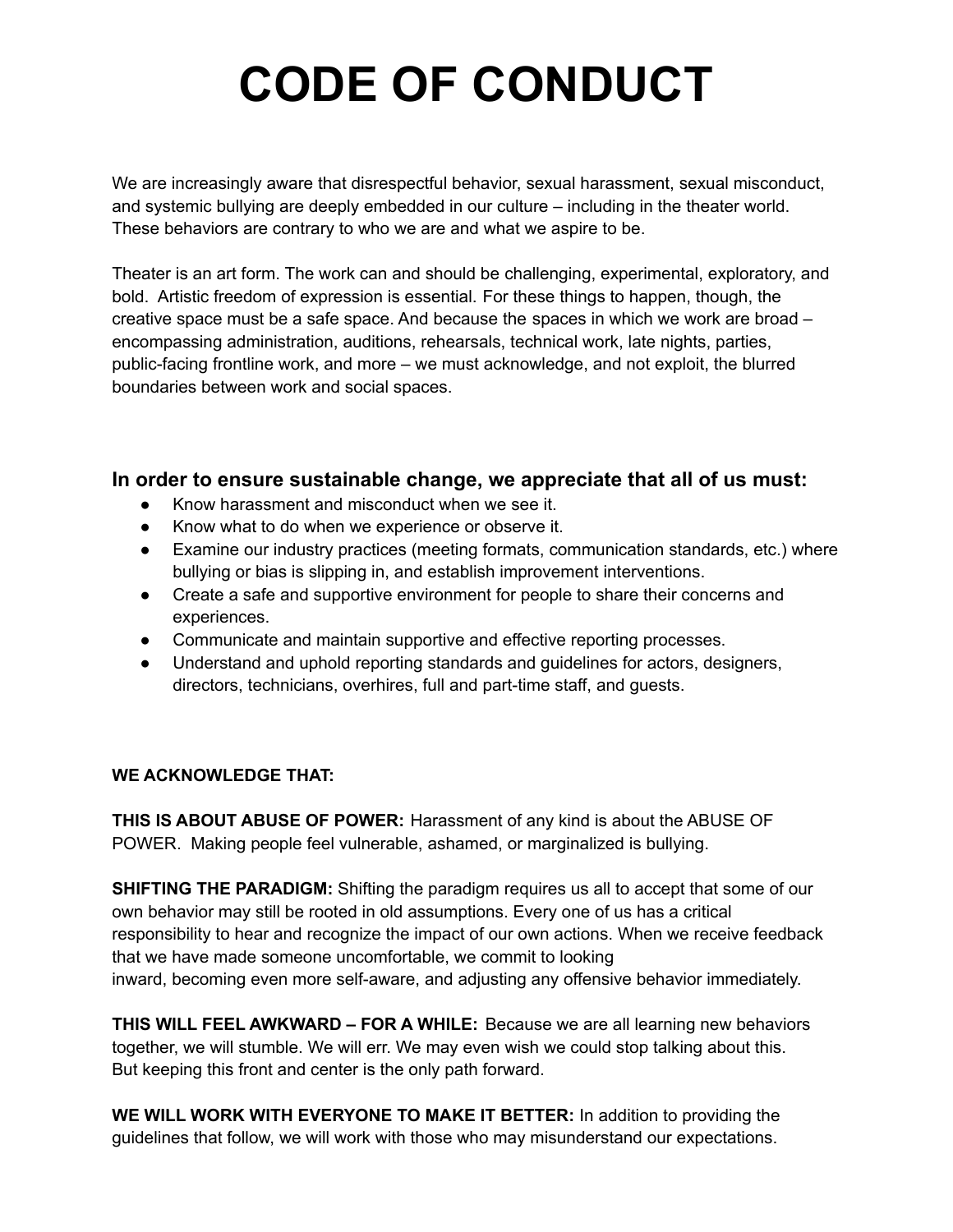# CODE OF CONDUCT

We are increasingly aware that disrespectful behavior, sexual harassment, sexual misconduct, and systemic bullying are deeply embedded in our culture – including in the theater world. These behaviors are contrary to who we are and what we aspire to be.

Theater is an art form. The work can and should be challenging, experimental, exploratory, and bold. Artistic freedom of expression is essential. For these things to happen, though, the creative space must be a safe space. And because the spaces in which we work are broad – encompassing administration, auditions, rehearsals, technical work, late nights, parties, public-facing frontline work, and more – we must acknowledge, and not exploit, the blurred boundaries between work and social spaces.

### In order to ensure sustainable change, we appreciate that all of us must:

- Know harassment and misconduct when we see it.
- Know what to do when we experience or observe it.
- Examine our industry practices (meeting formats, communication standards, etc.) where bullying or bias is slipping in, and establish improvement interventions.
- Create a safe and supportive environment for people to share their concerns and experiences.
- Communicate and maintain supportive and effective reporting processes.
- Understand and uphold reporting standards and guidelines for actors, designers, directors, technicians, overhires, full and part-time staff, and guests.

**WE ACKNOWLEDGE THAT:**

**THIS IS ABOUT ABUSE OF POWER:** Harassment of any kind is about the ABUSE OF POWER. Making people feel vulnerable, ashamed, or marginalized is bullying.

**SHIFTING THE PARADIGM:** Shifting the paradigm requires us all to accept that some of our own behavior may still be rooted in old assumptions. Every one of us has a critical responsibility to hear and recognize the impact of our own actions. When we receive feedback that we have made someone uncomfortable, we commit to looking inward, becoming even more self-aware, and adjusting any offensive behavior immediately.

**THIS WILL FEEL AWKWARD – FOR A WHILE:** Because we are all learning new behaviors together, we will stumble. We will err. We may even wish we could stop talking about this. But keeping this front and center is the only path forward.

**WE WILL WORK WITH EVERYONE TO MAKE IT BETTER:** In addition to providing the guidelines that follow, we will work with those who may misunderstand our expectations.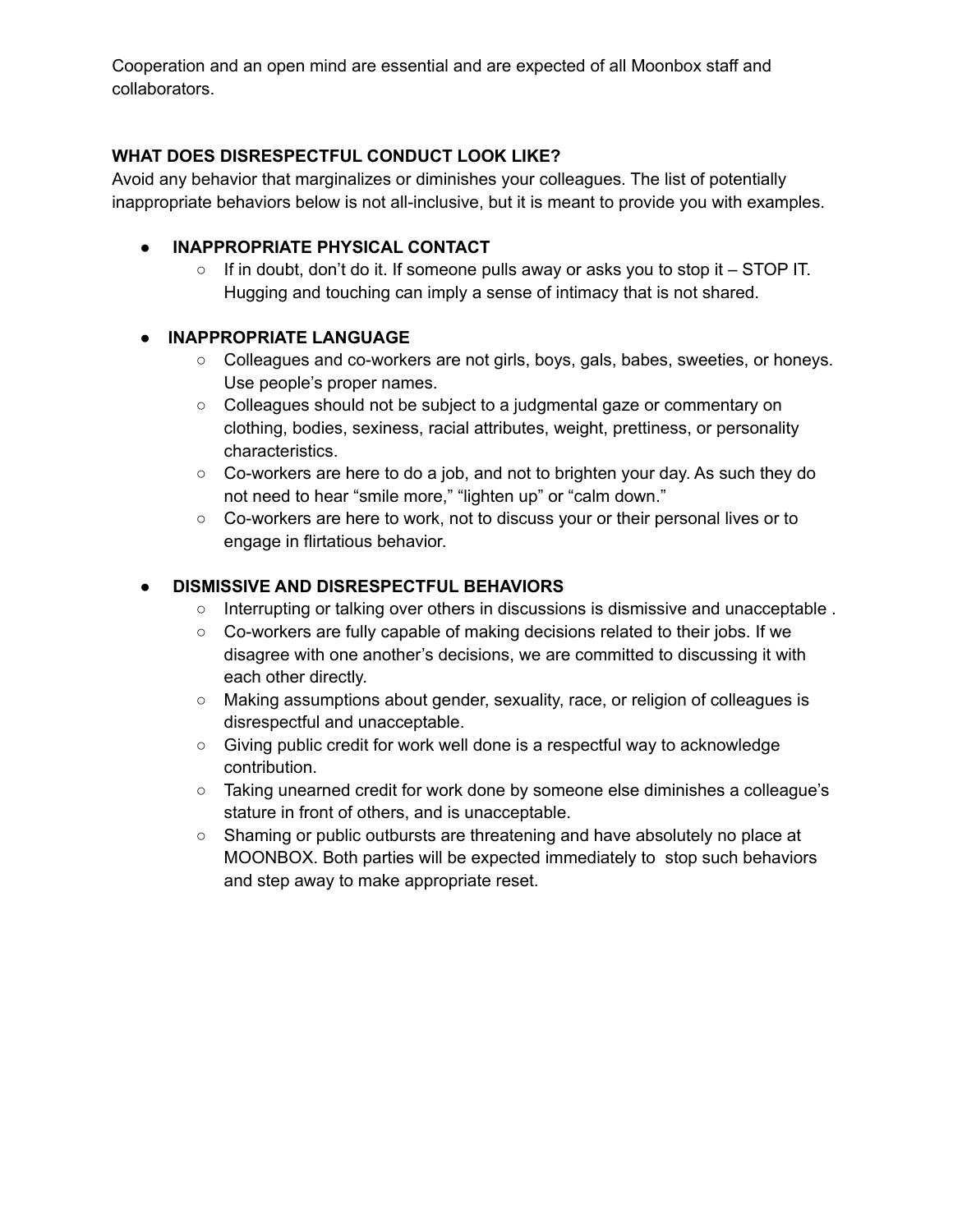Cooperation and an open mind are essential and are expected of all Moonbox staff and collaborators.

**WHAT DOES DISRESPECTFUL CONDUCT LOOK LIKE?**

Avoid any behavior that marginalizes or diminishes your colleagues. The list of potentially inappropriate behaviors below is not all-inclusive, but it is meant to provide you with examples.

- **INAPPROPRIATE PHYSICAL CONTACT**
  - If in doubt, don't do it. If someone pulls away or asks you to stop it – STOP IT. Hugging and touching can imply a sense of intimacy that is not shared.

- **INAPPROPRIATE LANGUAGE**
  - Colleagues and co-workers are not girls, boys, gals, babes, sweeties, or honeys. Use people's proper names.
  - Colleagues should not be subject to a judgmental gaze or commentary on clothing, bodies, sexiness, racial attributes, weight, prettiness, or personality characteristics.
  - Co-workers are here to do a job, and not to brighten your day. As such they do not need to hear "smile more," "lighten up" or "calm down."
  - Co-workers are here to work, not to discuss your or their personal lives or to engage in flirtatious behavior.

- **DISMISSIVE AND DISRESPECTFUL BEHAVIORS**
  - Interrupting or talking over others in discussions is dismissive and unacceptable .
  - Co-workers are fully capable of making decisions related to their jobs. If we disagree with one another's decisions, we are committed to discussing it with each other directly.
  - Making assumptions about gender, sexuality, race, or religion of colleagues is disrespectful and unacceptable.
  - Giving public credit for work well done is a respectful way to acknowledge contribution.
  - Taking unearned credit for work done by someone else diminishes a colleague's stature in front of others, and is unacceptable.
  - Shaming or public outbursts are threatening and have absolutely no place at MOONBOX. Both parties will be expected immediately to stop such behaviors and step away to make appropriate reset.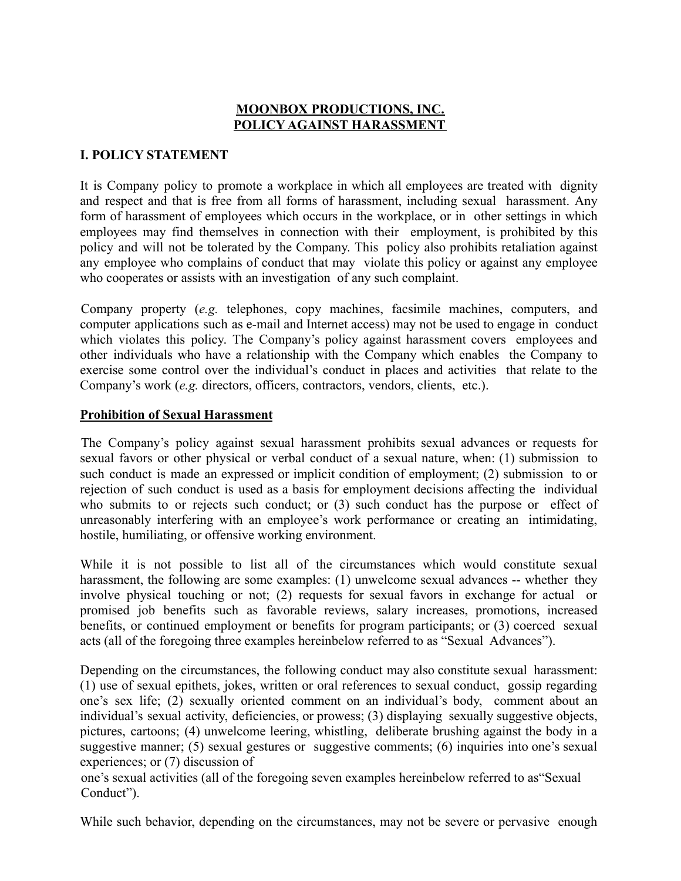**MOONBOX PRODUCTIONS, INC.**
**POLICY AGAINST HARASSMENT**

## I. POLICY STATEMENT

It is Company policy to promote a workplace in which all employees are treated with dignity and respect and that is free from all forms of harassment, including sexual harassment. Any form of harassment of employees which occurs in the workplace, or in other settings in which employees may find themselves in connection with their employment, is prohibited by this policy and will not be tolerated by the Company. This policy also prohibits retaliation against any employee who complains of conduct that may violate this policy or against any employee who cooperates or assists with an investigation of any such complaint.

Company property (*e.g.* telephones, copy machines, facsimile machines, computers, and computer applications such as e-mail and Internet access) may not be used to engage in conduct which violates this policy. The Company's policy against harassment covers employees and other individuals who have a relationship with the Company which enables the Company to exercise some control over the individual's conduct in places and activities that relate to the Company's work (*e.g.* directors, officers, contractors, vendors, clients, etc.).

**Prohibition of Sexual Harassment**

The Company's policy against sexual harassment prohibits sexual advances or requests for sexual favors or other physical or verbal conduct of a sexual nature, when: (1) submission to such conduct is made an expressed or implicit condition of employment; (2) submission to or rejection of such conduct is used as a basis for employment decisions affecting the individual who submits to or rejects such conduct; or (3) such conduct has the purpose or effect of unreasonably interfering with an employee's work performance or creating an intimidating, hostile, humiliating, or offensive working environment.

While it is not possible to list all of the circumstances which would constitute sexual harassment, the following are some examples: (1) unwelcome sexual advances -- whether they involve physical touching or not; (2) requests for sexual favors in exchange for actual or promised job benefits such as favorable reviews, salary increases, promotions, increased benefits, or continued employment or benefits for program participants; or (3) coerced sexual acts (all of the foregoing three examples hereinbelow referred to as "Sexual Advances").

Depending on the circumstances, the following conduct may also constitute sexual harassment: (1) use of sexual epithets, jokes, written or oral references to sexual conduct, gossip regarding one's sex life; (2) sexually oriented comment on an individual's body, comment about an individual's sexual activity, deficiencies, or prowess; (3) displaying sexually suggestive objects, pictures, cartoons; (4) unwelcome leering, whistling, deliberate brushing against the body in a suggestive manner; (5) sexual gestures or suggestive comments; (6) inquiries into one's sexual experiences; or (7) discussion of one's sexual activities (all of the foregoing seven examples hereinbelow referred to as "Sexual Conduct").

While such behavior, depending on the circumstances, may not be severe or pervasive enough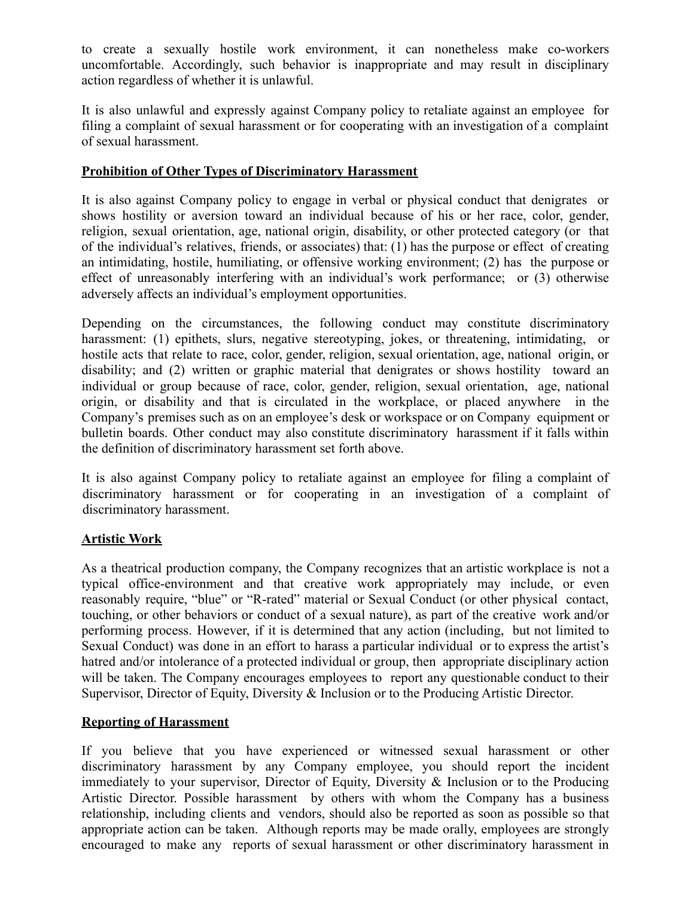to create a sexually hostile work environment, it can nonetheless make co-workers uncomfortable. Accordingly, such behavior is inappropriate and may result in disciplinary action regardless of whether it is unlawful.

It is also unlawful and expressly against Company policy to retaliate against an employee for filing a complaint of sexual harassment or for cooperating with an investigation of a complaint of sexual harassment.

**Prohibition of Other Types of Discriminatory Harassment**

It is also against Company policy to engage in verbal or physical conduct that denigrates or shows hostility or aversion toward an individual because of his or her race, color, gender, religion, sexual orientation, age, national origin, disability, or other protected category (or that of the individual's relatives, friends, or associates) that: (1) has the purpose or effect of creating an intimidating, hostile, humiliating, or offensive working environment; (2) has the purpose or effect of unreasonably interfering with an individual's work performance; or (3) otherwise adversely affects an individual's employment opportunities.

Depending on the circumstances, the following conduct may constitute discriminatory harassment: (1) epithets, slurs, negative stereotyping, jokes, or threatening, intimidating, or hostile acts that relate to race, color, gender, religion, sexual orientation, age, national origin, or disability; and (2) written or graphic material that denigrates or shows hostility toward an individual or group because of race, color, gender, religion, sexual orientation, age, national origin, or disability and that is circulated in the workplace, or placed anywhere in the Company's premises such as on an employee's desk or workspace or on Company equipment or bulletin boards. Other conduct may also constitute discriminatory harassment if it falls within the definition of discriminatory harassment set forth above.

It is also against Company policy to retaliate against an employee for filing a complaint of discriminatory harassment or for cooperating in an investigation of a complaint of discriminatory harassment.

**Artistic Work**

As a theatrical production company, the Company recognizes that an artistic workplace is not a typical office-environment and that creative work appropriately may include, or even reasonably require, "blue" or "R-rated" material or Sexual Conduct (or other physical contact, touching, or other behaviors or conduct of a sexual nature), as part of the creative work and/or performing process. However, if it is determined that any action (including, but not limited to Sexual Conduct) was done in an effort to harass a particular individual or to express the artist's hatred and/or intolerance of a protected individual or group, then appropriate disciplinary action will be taken. The Company encourages employees to report any questionable conduct to their Supervisor, Director of Equity, Diversity & Inclusion or to the Producing Artistic Director.

**Reporting of Harassment**

If you believe that you have experienced or witnessed sexual harassment or other discriminatory harassment by any Company employee, you should report the incident immediately to your supervisor, Director of Equity, Diversity & Inclusion or to the Producing Artistic Director. Possible harassment by others with whom the Company has a business relationship, including clients and vendors, should also be reported as soon as possible so that appropriate action can be taken. Although reports may be made orally, employees are strongly encouraged to make any reports of sexual harassment or other discriminatory harassment in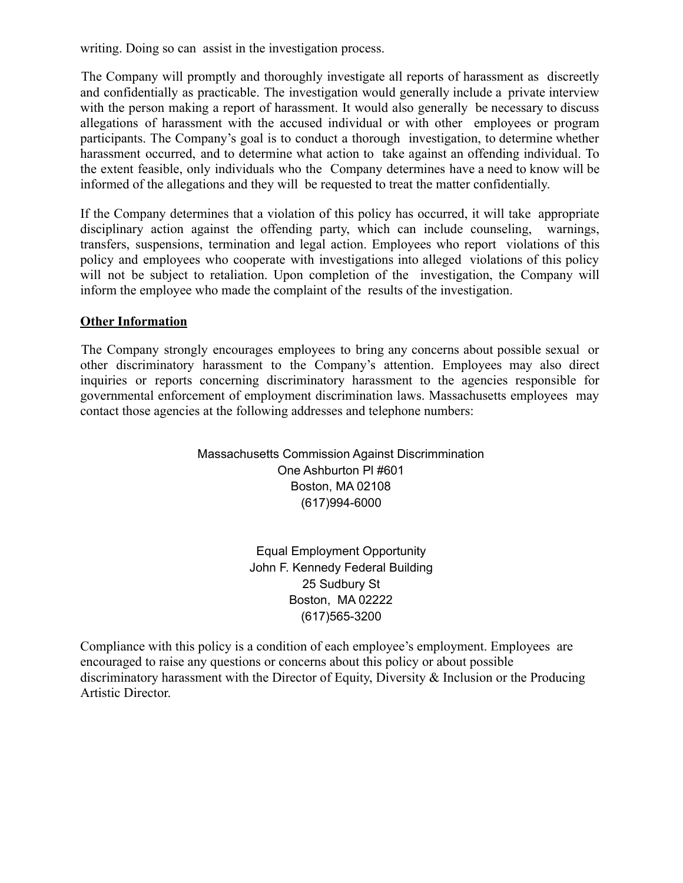writing. Doing so can assist in the investigation process.

The Company will promptly and thoroughly investigate all reports of harassment as discreetly and confidentially as practicable. The investigation would generally include a private interview with the person making a report of harassment. It would also generally be necessary to discuss allegations of harassment with the accused individual or with other employees or program participants. The Company's goal is to conduct a thorough investigation, to determine whether harassment occurred, and to determine what action to take against an offending individual. To the extent feasible, only individuals who the Company determines have a need to know will be informed of the allegations and they will be requested to treat the matter confidentially.

If the Company determines that a violation of this policy has occurred, it will take appropriate disciplinary action against the offending party, which can include counseling, warnings, transfers, suspensions, termination and legal action. Employees who report violations of this policy and employees who cooperate with investigations into alleged violations of this policy will not be subject to retaliation. Upon completion of the investigation, the Company will inform the employee who made the complaint of the results of the investigation.

**Other Information**

The Company strongly encourages employees to bring any concerns about possible sexual or other discriminatory harassment to the Company's attention. Employees may also direct inquiries or reports concerning discriminatory harassment to the agencies responsible for governmental enforcement of employment discrimination laws. Massachusetts employees may contact those agencies at the following addresses and telephone numbers:

Massachusetts Commission Against Discrimmination
One Ashburton Pl #601
Boston, MA 02108
(617)994-6000

Equal Employment Opportunity
John F. Kennedy Federal Building
25 Sudbury St
Boston, MA 02222
(617)565-3200

Compliance with this policy is a condition of each employee's employment. Employees are encouraged to raise any questions or concerns about this policy or about possible discriminatory harassment with the Director of Equity, Diversity & Inclusion or the Producing Artistic Director.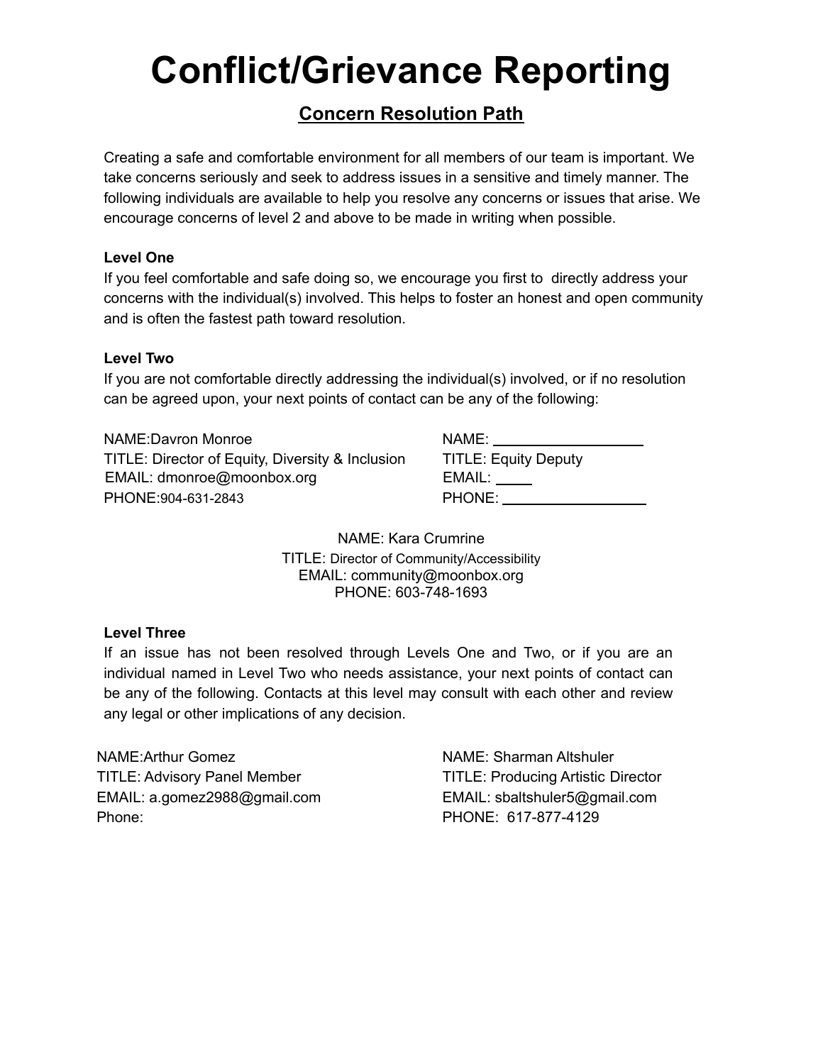# Conflict/Grievance Reporting

## Concern Resolution Path

Creating a safe and comfortable environment for all members of our team is important. We take concerns seriously and seek to address issues in a sensitive and timely manner. The following individuals are available to help you resolve any concerns or issues that arise. We encourage concerns of level 2 and above to be made in writing when possible.

**Level One**

If you feel comfortable and safe doing so, we encourage you first to directly address your concerns with the individual(s) involved. This helps to foster an honest and open community and is often the fastest path toward resolution.

**Level Two**

If you are not comfortable directly addressing the individual(s) involved, or if no resolution can be agreed upon, your next points of contact can be any of the following:

NAME:Davron Monroe
TITLE: Director of Equity, Diversity & Inclusion
EMAIL: dmonroe@moonbox.org
PHONE:904-631-2843

NAME: ___________________
TITLE: Equity Deputy
EMAIL: ____
PHONE: ___________________

NAME: Kara Crumrine
TITLE: Director of Community/Accessibility
EMAIL: community@moonbox.org
PHONE: 603-748-1693

**Level Three**

If an issue has not been resolved through Levels One and Two, or if you are an individual named in Level Two who needs assistance, your next points of contact can be any of the following. Contacts at this level may consult with each other and review any legal or other implications of any decision.

NAME:Arthur Gomez
TITLE: Advisory Panel Member
EMAIL: a.gomez2988@gmail.com
Phone:

NAME: Sharman Altshuler
TITLE: Producing Artistic Director
EMAIL: sbaltshuler5@gmail.com
PHONE: 617-877-4129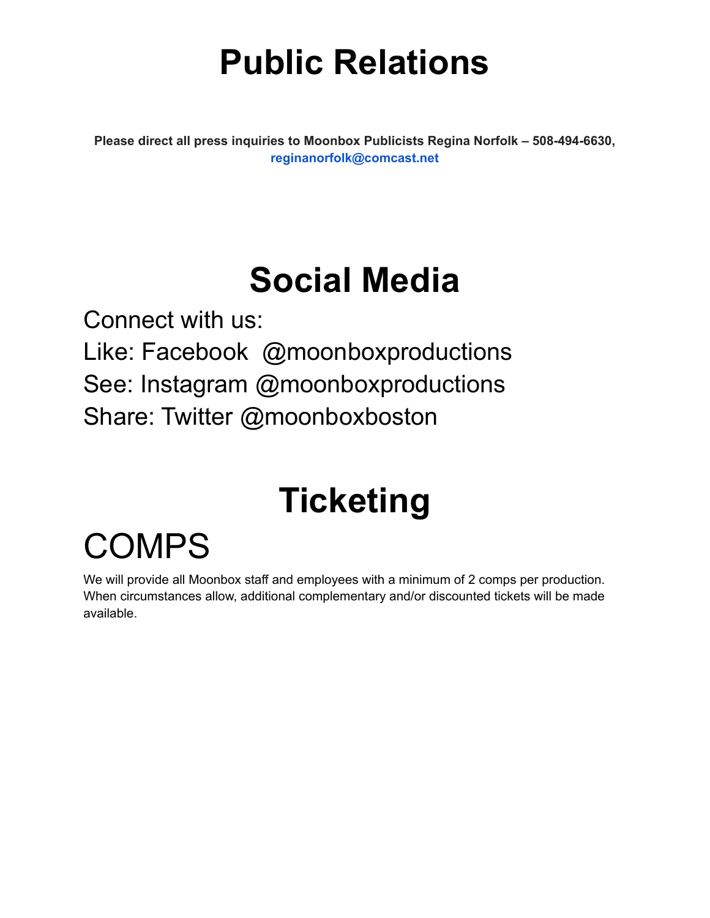# Public Relations

**Please direct all press inquiries to Moonbox Publicists Regina Norfolk – 508-494-6630, reginanorfolk@comcast.net**

# Social Media

Connect with us:
Like: Facebook @moonboxproductions
See: Instagram @moonboxproductions
Share: Twitter @moonboxboston

# Ticketing

## COMPS

We will provide all Moonbox staff and employees with a minimum of 2 comps per production. When circumstances allow, additional complementary and/or discounted tickets will be made available.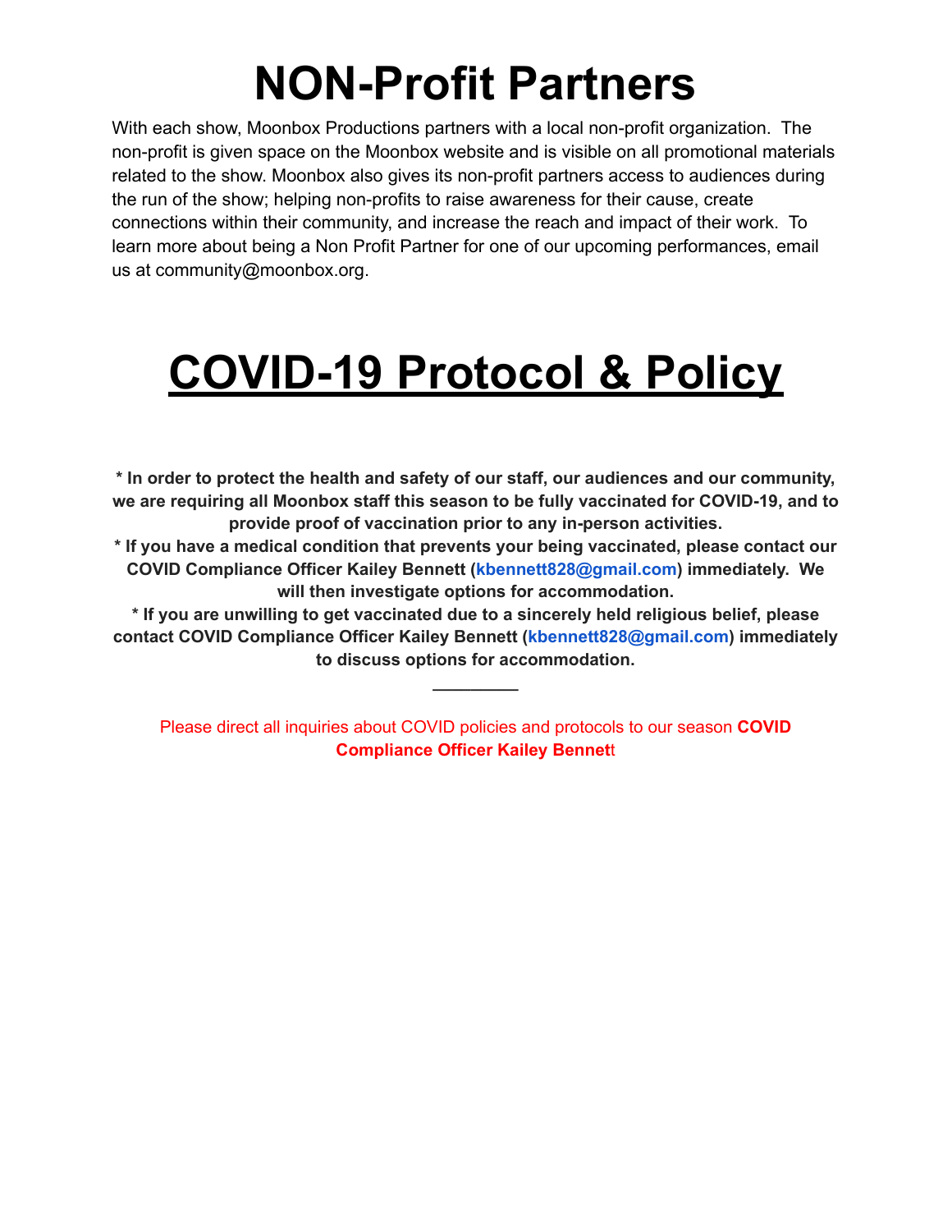# NON-Profit Partners

With each show, Moonbox Productions partners with a local non-profit organization. The non-profit is given space on the Moonbox website and is visible on all promotional materials related to the show. Moonbox also gives its non-profit partners access to audiences during the run of the show; helping non-profits to raise awareness for their cause, create connections within their community, and increase the reach and impact of their work. To learn more about being a Non Profit Partner for one of our upcoming performances, email us at community@moonbox.org.

# COVID-19 Protocol & Policy

**\* In order to protect the health and safety of our staff, our audiences and our community, we are requiring all Moonbox staff this season to be fully vaccinated for COVID-19, and to provide proof of vaccination prior to any in-person activities.**

**\* If you have a medical condition that prevents your being vaccinated, please contact our COVID Compliance Officer Kailey Bennett (kbennett828@gmail.com) immediately. We will then investigate options for accommodation.**

**\* If you are unwilling to get vaccinated due to a sincerely held religious belief, please contact COVID Compliance Officer Kailey Bennett (kbennett828@gmail.com) immediately to discuss options for accommodation.**

---

Please direct all inquiries about COVID policies and protocols to our season **COVID Compliance Officer Kailey Bennet**t